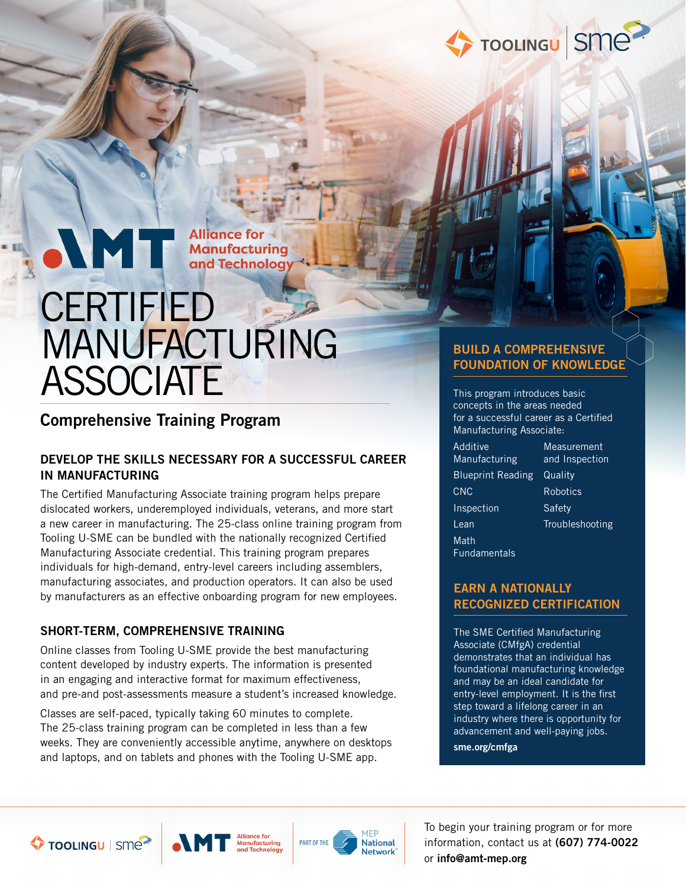# CERTIFIED MANUFACTURING ASSOCIATE

## Comprehensive Training Program

### DEVELOP THE SKILLS NECESSARY FOR A SUCCESSFUL CAREER IN MANUFACTURING

The Certified Manufacturing Associate training program helps prepare dislocated workers, underemployed individuals, veterans, and more start a new career in manufacturing. The 25-class online training program from Tooling U-SME can be bundled with the nationally recognized Certified Manufacturing Associate credential. This training program prepares individuals for high-demand, entry-level careers including assemblers, manufacturing associates, and production operators. It can also be used by manufacturers as an effective onboarding program for new employees.

### SHORT-TERM, COMPREHENSIVE TRAINING

Online classes from Tooling U-SME provide the best manufacturing content developed by industry experts. The information is presented in an engaging and interactive format for maximum effectiveness, and pre-and post-assessments measure a student's increased knowledge.

Classes are self-paced, typically taking 60 minutes to complete. The 25-class training program can be completed in less than a few weeks. They are conveniently accessible anytime, anywhere on desktops and laptops, and on tablets and phones with the Tooling U-SME app.

### BUILD A COMPREHENSIVE FOUNDATION OF KNOWLEDGE

This program introduces basic concepts in the areas needed for a successful career as a Certified Manufacturing Associate:

- Additive Manufacturing
- Blueprint Reading
- CNC
- Inspection
- Lean
- Math Fundamentals
- Measurement and Inspection
- Quality
- Robotics
- Safety
- Troubleshooting

### EARN A NATIONALLY RECOGNIZED CERTIFICATION

The SME Certified Manufacturing Associate (CMfgA) credential demonstrates that an individual has foundational manufacturing knowledge and may be an ideal candidate for entry-level employment. It is the first step toward a lifelong career in an industry where there is opportunity for advancement and well-paying jobs.

**sme.org/cmfga**

To begin your training program or for more information, contact us at **(607) 774-0022** or **info@amt-mep.org**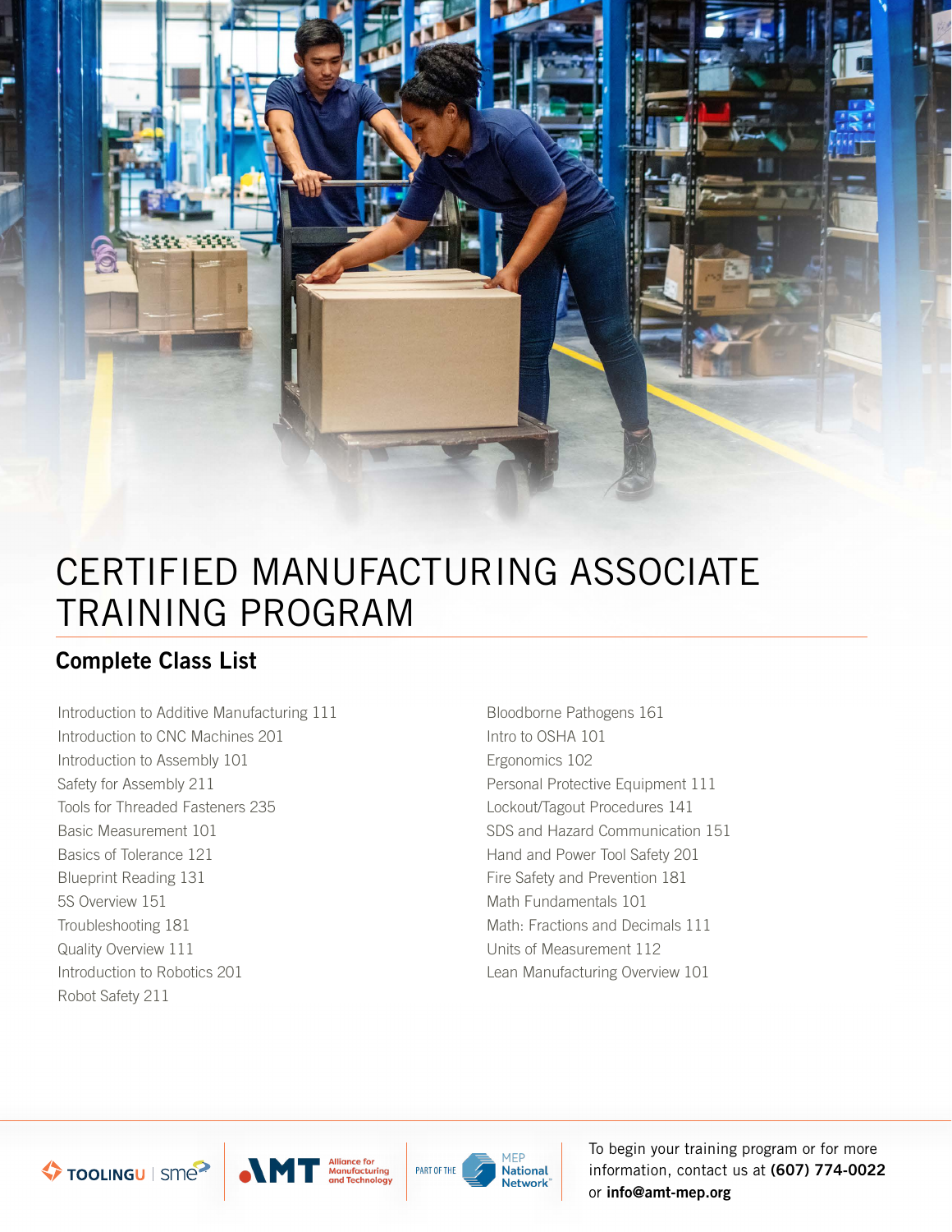# CERTIFIED MANUFACTURING ASSOCIATE TRAINING PROGRAM

## Complete Class List

- Introduction to Additive Manufacturing 111
- Introduction to CNC Machines 201
- Introduction to Assembly 101
- Safety for Assembly 211
- Tools for Threaded Fasteners 235
- Basic Measurement 101
- Basics of Tolerance 121
- Blueprint Reading 131
- 5S Overview 151
- Troubleshooting 181
- Quality Overview 111
- Introduction to Robotics 201
- Robot Safety 211
- Bloodborne Pathogens 161
- Intro to OSHA 101
- Ergonomics 102
- Personal Protective Equipment 111
- Lockout/Tagout Procedures 141
- SDS and Hazard Communication 151
- Hand and Power Tool Safety 201
- Fire Safety and Prevention 181
- Math Fundamentals 101
- Math: Fractions and Decimals 111
- Units of Measurement 112
- Lean Manufacturing Overview 101

TOOLINGU | sme

AMT Alliance for Manufacturing and Technology

PART OF THE MEP National Network

To begin your training program or for more information, contact us at **(607) 774-0022** or **info@amt-mep.org**